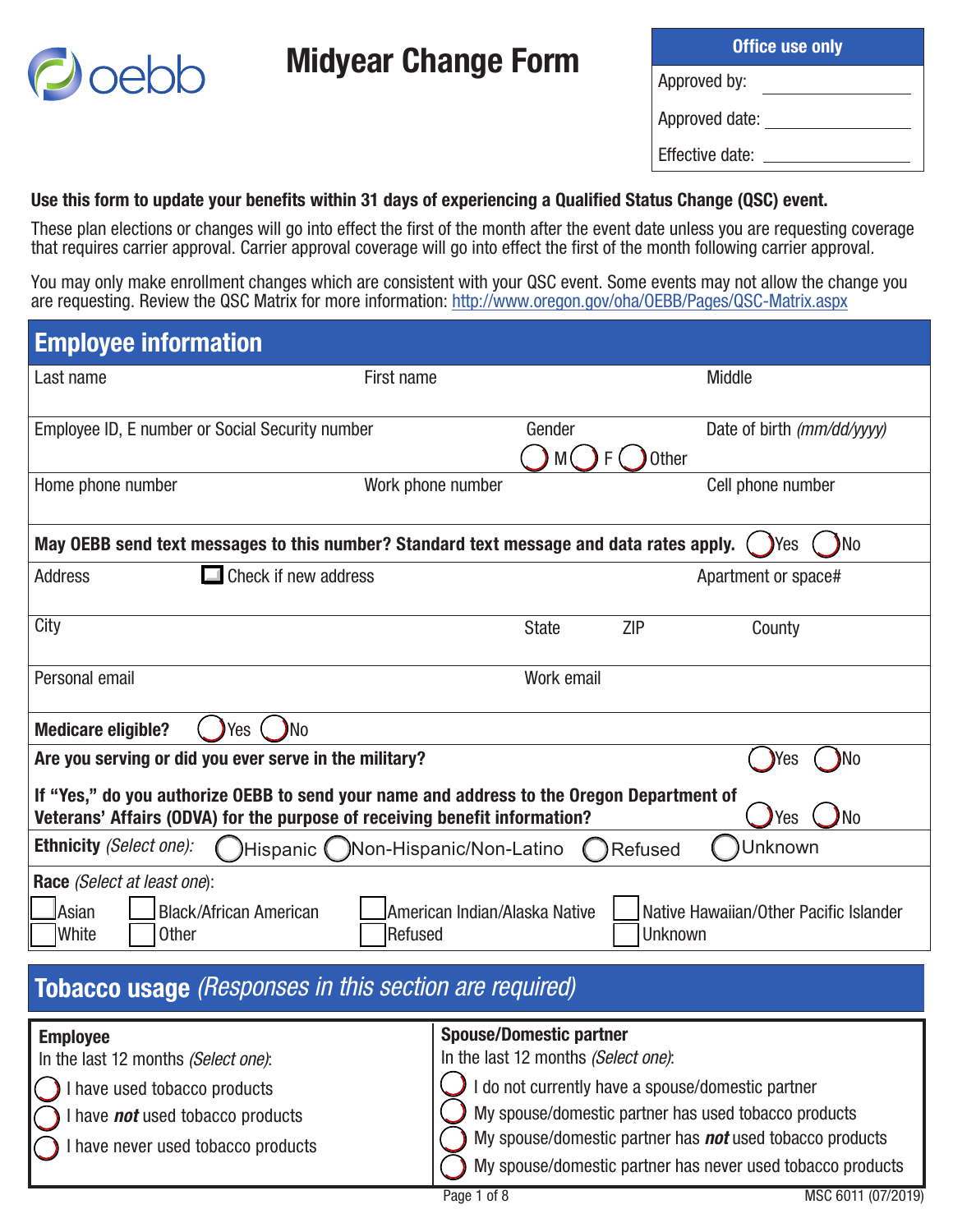oebb

# Midyear Change Form

| Office use only |
|---|
| Approved by: |
| Approved date: |
| Effective date: |

**Use this form to update your benefits within 31 days of experiencing a Qualified Status Change (QSC) event.**

These plan elections or changes will go into effect the first of the month after the event date unless you are requesting coverage that requires carrier approval. Carrier approval coverage will go into effect the first of the month following carrier approval.

You may only make enrollment changes which are consistent with your QSC event. Some events may not allow the change you are requesting. Review the QSC Matrix for more information: http://www.oregon.gov/oha/OEBB/Pages/QSC-Matrix.aspx

## Employee information

| Last name | First name | | Middle |
|---|---|---|---|
| Employee ID, E number or Social Security number | | Gender ◯ M ◯ F ◯ Other | Date of birth *(mm/dd/yyyy)* |
| Home phone number | Work phone number | | Cell phone number |

**May OEBB send text messages to this number? Standard text message and data rates apply.** ◯ Yes ◯ No

| Address ☐ Check if new address | | | Apartment or space# |
|---|---|---|---|
| City | State | ZIP | County |
| Personal email | | Work email | |

**Medicare eligible?** ◯ Yes ◯ No

**Are you serving or did you ever serve in the military?** ◯ Yes ◯ No

**If "Yes," do you authorize OEBB to send your name and address to the Oregon Department of Veterans' Affairs (ODVA) for the purpose of receiving benefit information?** ◯ Yes ◯ No

**Ethnicity** *(Select one)*: ◯ Hispanic ◯ Non-Hispanic/Non-Latino ◯ Refused ◯ Unknown

**Race** *(Select at least one)*:

☐ Asian ☐ Black/African American ☐ American Indian/Alaska Native ☐ Native Hawaiian/Other Pacific Islander

☐ White ☐ Other ☐ Refused ☐ Unknown

## Tobacco usage *(Responses in this section are required)*

**Employee**

In the last 12 months *(Select one)*:

- ◯ I have used tobacco products
- ◯ I have ***not*** used tobacco products
- ◯ I have never used tobacco products

**Spouse/Domestic partner**

In the last 12 months *(Select one)*:

- ◯ I do not currently have a spouse/domestic partner
- ◯ My spouse/domestic partner has used tobacco products
- ◯ My spouse/domestic partner has ***not*** used tobacco products
- ◯ My spouse/domestic partner has never used tobacco products

MSC 6011 (07/2019)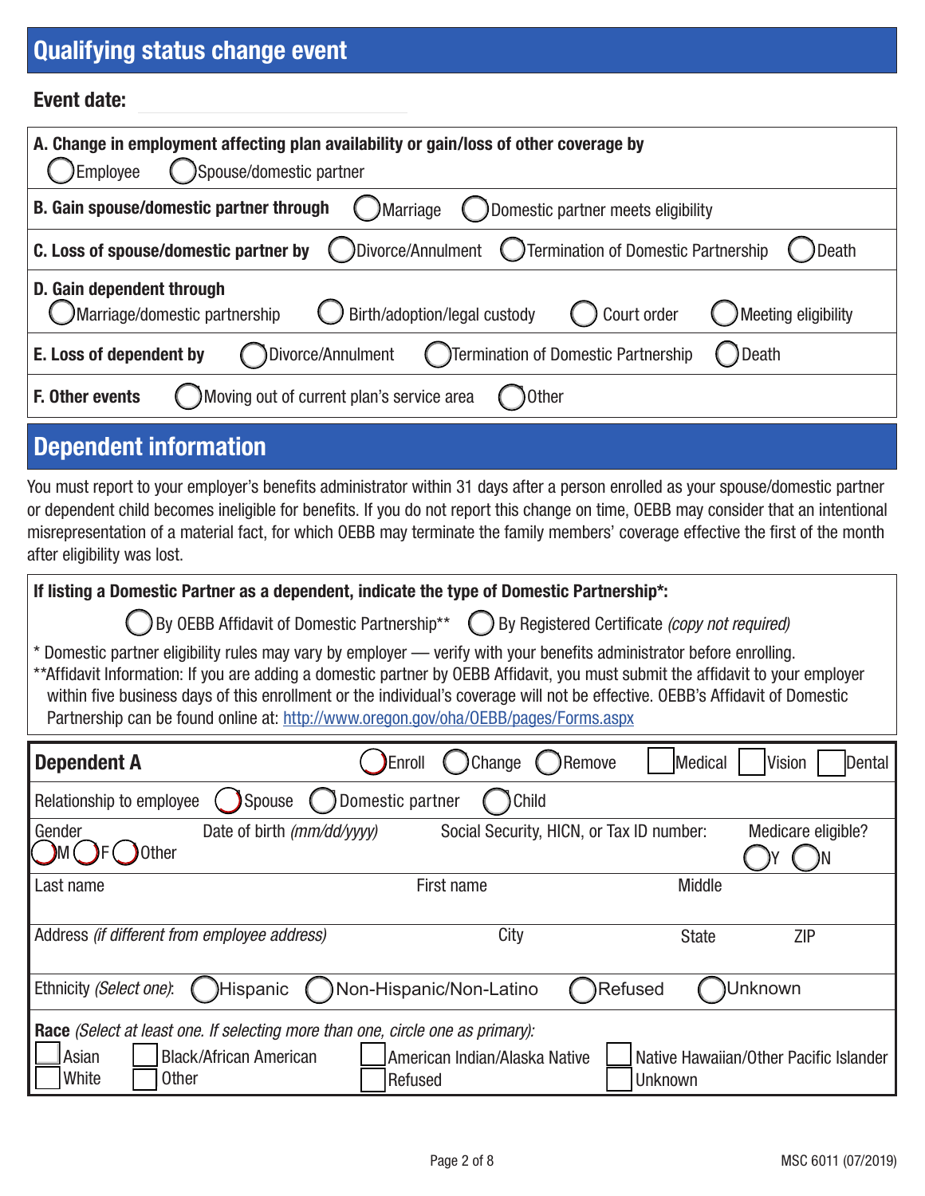## Qualifying status change event

**Event date:** ____________________

| | |
|---|---|
| **A. Change in employment affecting plan availability or gain/loss of other coverage by** | ◯ Employee ◯ Spouse/domestic partner |
| **B. Gain spouse/domestic partner through** | ◯ Marriage ◯ Domestic partner meets eligibility |
| **C. Loss of spouse/domestic partner by** | ◯ Divorce/Annulment ◯ Termination of Domestic Partnership ◯ Death |
| **D. Gain dependent through** | ◯ Marriage/domestic partnership ◯ Birth/adoption/legal custody ◯ Court order ◯ Meeting eligibility |
| **E. Loss of dependent by** | ◯ Divorce/Annulment ◯ Termination of Domestic Partnership ◯ Death |
| **F. Other events** | ◯ Moving out of current plan's service area ◯ Other |

## Dependent information

You must report to your employer's benefits administrator within 31 days after a person enrolled as your spouse/domestic partner or dependent child becomes ineligible for benefits. If you do not report this change on time, OEBB may consider that an intentional misrepresentation of a material fact, for which OEBB may terminate the family members' coverage effective the first of the month after eligibility was lost.

**If listing a Domestic Partner as a dependent, indicate the type of Domestic Partnership*:**

◯ By OEBB Affidavit of Domestic Partnership** ◯ By Registered Certificate *(copy not required)*

* Domestic partner eligibility rules may vary by employer — verify with your benefits administrator before enrolling.

**Affidavit Information: If you are adding a domestic partner by OEBB Affidavit, you must submit the affidavit to your employer within five business days of this enrollment or the individual's coverage will not be effective. OEBB's Affidavit of Domestic Partnership can be found online at: http://www.oregon.gov/oha/OEBB/pages/Forms.aspx

| **Dependent A** | ◯ Enroll ◯ Change ◯ Remove | ☐ Medical ☐ Vision ☐ Dental | |
|---|---|---|---|
| Relationship to employee ◯ Spouse ◯ Domestic partner ◯ Child | | | |
| Gender ◯ M ◯ F ◯ Other | Date of birth *(mm/dd/yyyy)* | Social Security, HICN, or Tax ID number: | Medicare eligible? ◯ Y ◯ N |
| Last name | First name | Middle | |
| Address *(if different from employee address)* | City | State | ZIP |
| Ethnicity *(Select one)*: ◯ Hispanic ◯ Non-Hispanic/Non-Latino ◯ Refused ◯ Unknown | | | |
| **Race** *(Select at least one. If selecting more than one, circle one as primary):* | | | |
| ☐ Asian ☐ White | ☐ Black/African American ☐ Other | ☐ American Indian/Alaska Native ☐ Refused | ☐ Native Hawaiian/Other Pacific Islander ☐ Unknown |

MSC 6011 (07/2019)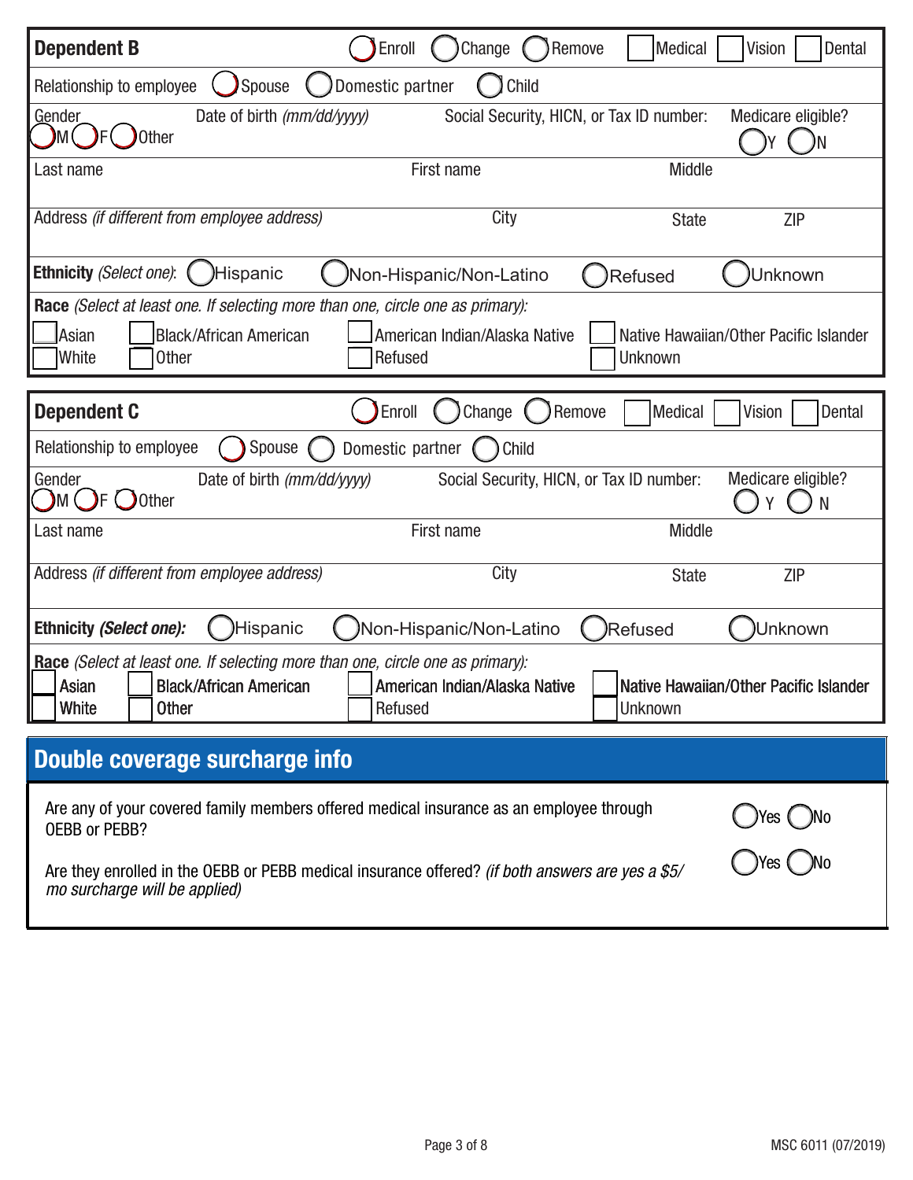## Dependent B

○ Enroll ○ Change ○ Remove ☐ Medical ☐ Vision ☐ Dental

Relationship to employee ○ Spouse ○ Domestic partner ○ Child

| Gender ○ M ○ F ○ Other | Date of birth *(mm/dd/yyyy)* | Social Security, HICN, or Tax ID number: | Medicare eligible? ○ Y ○ N |
|---|---|---|---|

| Last name | First name | Middle |
|---|---|---|
| | | |

| Address *(if different from employee address)* | City | State | ZIP |
|---|---|---|---|
| | | | |

**Ethnicity** *(Select one)*: ○ Hispanic ○ Non-Hispanic/Non-Latino ○ Refused ○ Unknown

**Race** *(Select at least one. If selecting more than one, circle one as primary):*

☐ Asian ☐ Black/African American ☐ American Indian/Alaska Native ☐ Native Hawaiian/Other Pacific Islander
☐ White ☐ Other ☐ Refused ☐ Unknown

## Dependent C

○ Enroll ○ Change ○ Remove ☐ Medical ☐ Vision ☐ Dental

Relationship to employee ○ Spouse ○ Domestic partner ○ Child

| Gender ○ M ○ F ○ Other | Date of birth *(mm/dd/yyyy)* | Social Security, HICN, or Tax ID number: | Medicare eligible? ○ Y ○ N |
|---|---|---|---|

| Last name | First name | Middle |
|---|---|---|
| | | |

| Address *(if different from employee address)* | City | State | ZIP |
|---|---|---|---|
| | | | |

**Ethnicity *(Select one)*:** ○ Hispanic ○ Non-Hispanic/Non-Latino ○ Refused ○ Unknown

**Race** *(Select at least one. If selecting more than one, circle one as primary):*

☐ Asian ☐ Black/African American ☐ American Indian/Alaska Native ☐ Native Hawaiian/Other Pacific Islander
☐ White ☐ Other ☐ Refused ☐ Unknown

## Double coverage surcharge info

Are any of your covered family members offered medical insurance as an employee through OEBB or PEBB? ○ Yes ○ No

Are they enrolled in the OEBB or PEBB medical insurance offered? *(if both answers are yes a $5/mo surcharge will be applied)* ○ Yes ○ No

MSC 6011 (07/2019)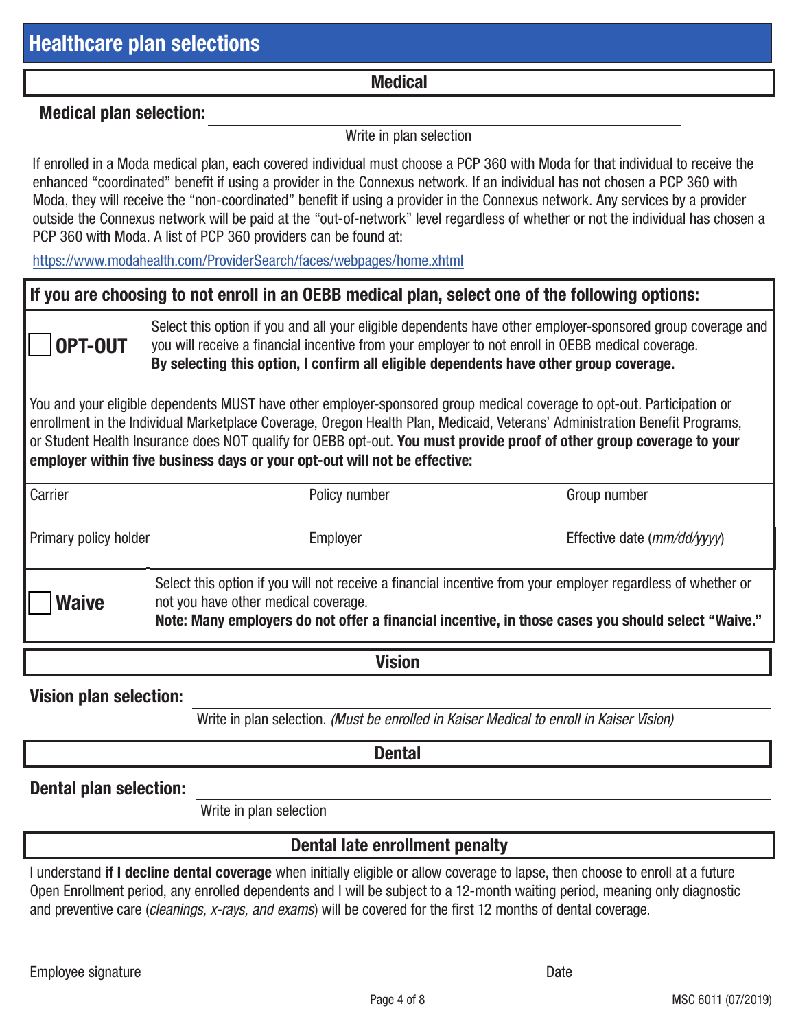## Healthcare plan selections

### Medical

**Medical plan selection:** ______________________________

Write in plan selection

If enrolled in a Moda medical plan, each covered individual must choose a PCP 360 with Moda for that individual to receive the enhanced "coordinated" benefit if using a provider in the Connexus network. If an individual has not chosen a PCP 360 with Moda, they will receive the "non-coordinated" benefit if using a provider in the Connexus network. Any services by a provider outside the Connexus network will be paid at the "out-of-network" level regardless of whether or not the individual has chosen a PCP 360 with Moda. A list of PCP 360 providers can be found at:

https://www.modahealth.com/ProviderSearch/faces/webpages/home.xhtml

**If you are choosing to not enroll in an OEBB medical plan, select one of the following options:**

☐ **OPT-OUT** — Select this option if you and all your eligible dependents have other employer-sponsored group coverage and you will receive a financial incentive from your employer to not enroll in OEBB medical coverage. **By selecting this option, I confirm all eligible dependents have other group coverage.**

You and your eligible dependents MUST have other employer-sponsored group medical coverage to opt-out. Participation or enrollment in the Individual Marketplace Coverage, Oregon Health Plan, Medicaid, Veterans' Administration Benefit Programs, or Student Health Insurance does NOT qualify for OEBB opt-out. **You must provide proof of other group coverage to your employer within five business days or your opt-out will not be effective:**

| Carrier | Policy number | Group number |
|---|---|---|
| | | |
| **Primary policy holder** | **Employer** | **Effective date** (*mm/dd/yyyy*) |
| | | |

☐ **Waive** — Select this option if you will not receive a financial incentive from your employer regardless of whether or not you have other medical coverage.
**Note: Many employers do not offer a financial incentive, in those cases you should select "Waive."**

### Vision

**Vision plan selection:** ______________________________

Write in plan selection. *(Must be enrolled in Kaiser Medical to enroll in Kaiser Vision)*

### Dental

**Dental plan selection:** ______________________________

Write in plan selection

### Dental late enrollment penalty

I understand **if I decline dental coverage** when initially eligible or allow coverage to lapse, then choose to enroll at a future Open Enrollment period, any enrolled dependents and I will be subject to a 12-month waiting period, meaning only diagnostic and preventive care (*cleanings, x-rays, and exams*) will be covered for the first 12 months of dental coverage.

______________________________ Employee signature

______________ Date

MSC 6011 (07/2019)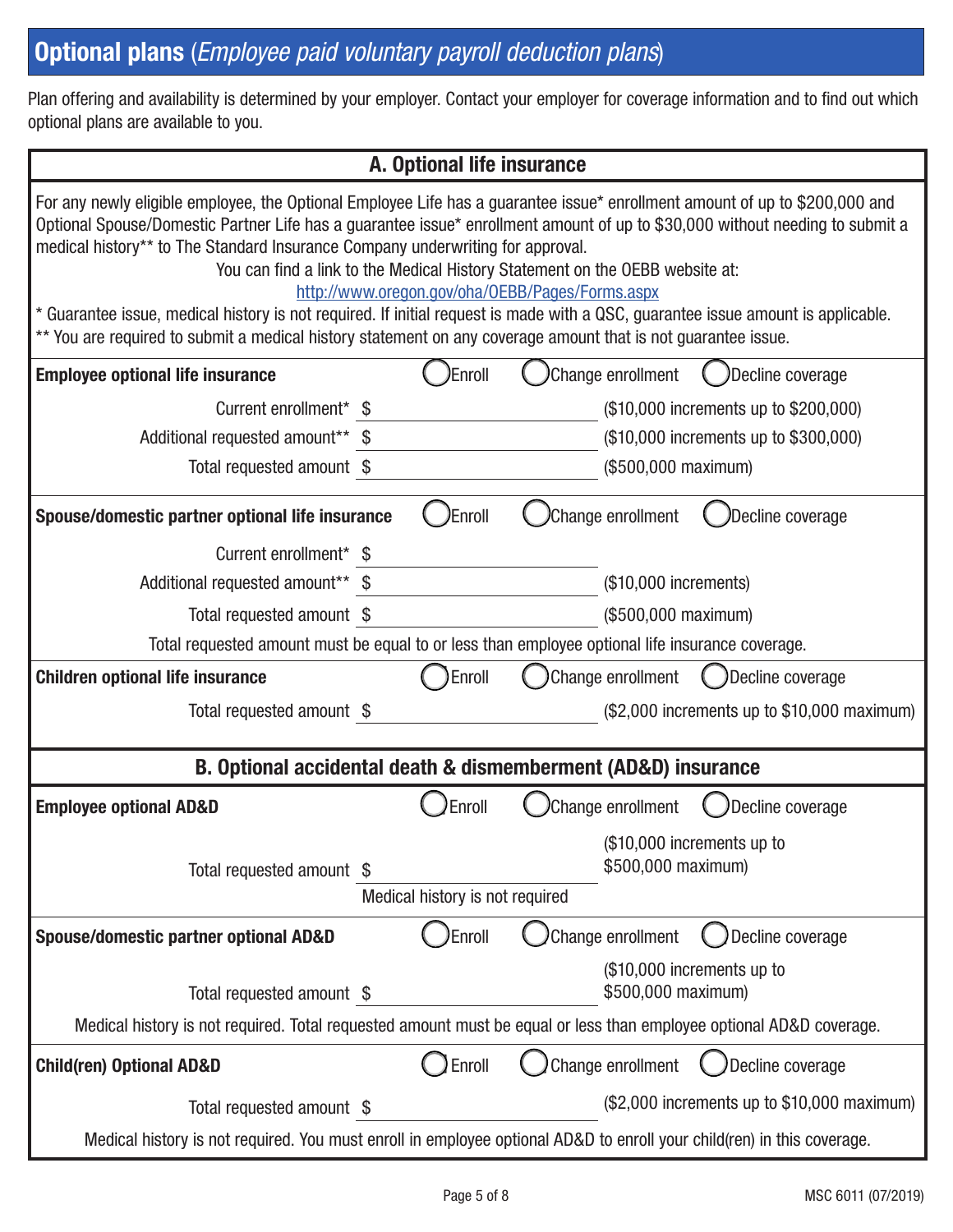## Optional plans (*Employee paid voluntary payroll deduction plans*)

Plan offering and availability is determined by your employer. Contact your employer for coverage information and to find out which optional plans are available to you.

### A. Optional life insurance

For any newly eligible employee, the Optional Employee Life has a guarantee issue* enrollment amount of up to $200,000 and Optional Spouse/Domestic Partner Life has a guarantee issue* enrollment amount of up to $30,000 without needing to submit a medical history** to The Standard Insurance Company underwriting for approval.

You can find a link to the Medical History Statement on the OEBB website at:
http://www.oregon.gov/oha/OEBB/Pages/Forms.aspx

* Guarantee issue, medical history is not required. If initial request is made with a QSC, guarantee issue amount is applicable.
** You are required to submit a medical history statement on any coverage amount that is not guarantee issue.

**Employee optional life insurance** ◯ Enroll ◯ Change enrollment ◯ Decline coverage

| | | |
|---|---|---|
| Current enrollment* | $ ______ | ($10,000 increments up to $200,000) |
| Additional requested amount** | $ ______ | ($10,000 increments up to $300,000) |
| Total requested amount | $ ______ | ($500,000 maximum) |

**Spouse/domestic partner optional life insurance** ◯ Enroll ◯ Change enrollment ◯ Decline coverage

| | | |
|---|---|---|
| Current enrollment* | $ ______ | |
| Additional requested amount** | $ ______ | ($10,000 increments) |
| Total requested amount | $ ______ | ($500,000 maximum) |

Total requested amount must be equal to or less than employee optional life insurance coverage.

**Children optional life insurance** ◯ Enroll ◯ Change enrollment ◯ Decline coverage

Total requested amount $ ______ ($2,000 increments up to $10,000 maximum)

### B. Optional accidental death & dismemberment (AD&D) insurance

**Employee optional AD&D** ◯ Enroll ◯ Change enrollment ◯ Decline coverage

Total requested amount $ ______ ($10,000 increments up to $500,000 maximum)

Medical history is not required

**Spouse/domestic partner optional AD&D** ◯ Enroll ◯ Change enrollment ◯ Decline coverage

Total requested amount $ ______ ($10,000 increments up to $500,000 maximum)

Medical history is not required. Total requested amount must be equal or less than employee optional AD&D coverage.

**Child(ren) Optional AD&D** ◯ Enroll ◯ Change enrollment ◯ Decline coverage

Total requested amount $ ______ ($2,000 increments up to $10,000 maximum)

Medical history is not required. You must enroll in employee optional AD&D to enroll your child(ren) in this coverage.

MSC 6011 (07/2019)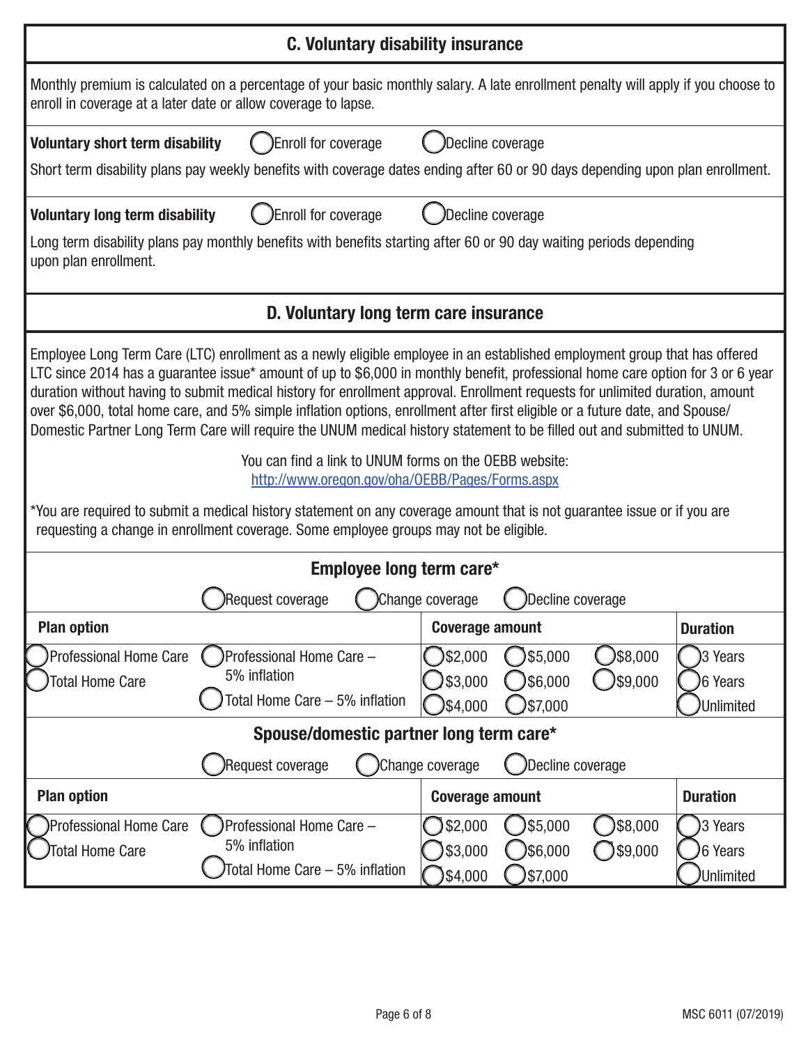## C. Voluntary disability insurance

Monthly premium is calculated on a percentage of your basic monthly salary. A late enrollment penalty will apply if you choose to enroll in coverage at a later date or allow coverage to lapse.

**Voluntary short term disability** ◯ Enroll for coverage ◯ Decline coverage

Short term disability plans pay weekly benefits with coverage dates ending after 60 or 90 days depending upon plan enrollment.

**Voluntary long term disability** ◯ Enroll for coverage ◯ Decline coverage

Long term disability plans pay monthly benefits with benefits starting after 60 or 90 day waiting periods depending upon plan enrollment.

## D. Voluntary long term care insurance

Employee Long Term Care (LTC) enrollment as a newly eligible employee in an established employment group that has offered LTC since 2014 has a guarantee issue* amount of up to $6,000 in monthly benefit, professional home care option for 3 or 6 year duration without having to submit medical history for enrollment approval. Enrollment requests for unlimited duration, amount over $6,000, total home care, and 5% simple inflation options, enrollment after first eligible or a future date, and Spouse/Domestic Partner Long Term Care will require the UNUM medical history statement to be filled out and submitted to UNUM.

You can find a link to UNUM forms on the OEBB website:
http://www.oregon.gov/oha/OEBB/Pages/Forms.aspx

*You are required to submit a medical history statement on any coverage amount that is not guarantee issue or if you are requesting a change in enrollment coverage. Some employee groups may not be eligible.

### Employee long term care*

◯ Request coverage ◯ Change coverage ◯ Decline coverage

| Plan option | | Coverage amount | | | Duration |
|---|---|---|---|---|---|
| ◯ Professional Home Care | ◯ Professional Home Care – 5% inflation | ◯ $2,000 | ◯ $5,000 | ◯ $8,000 | ◯ 3 Years |
| ◯ Total Home Care | ◯ Total Home Care – 5% inflation | ◯ $3,000 | ◯ $6,000 | ◯ $9,000 | ◯ 6 Years |
| | | ◯ $4,000 | ◯ $7,000 | | ◯ Unlimited |

### Spouse/domestic partner long term care*

◯ Request coverage ◯ Change coverage ◯ Decline coverage

| Plan option | | Coverage amount | | | Duration |
|---|---|---|---|---|---|
| ◯ Professional Home Care | ◯ Professional Home Care – 5% inflation | ◯ $2,000 | ◯ $5,000 | ◯ $8,000 | ◯ 3 Years |
| ◯ Total Home Care | ◯ Total Home Care – 5% inflation | ◯ $3,000 | ◯ $6,000 | ◯ $9,000 | ◯ 6 Years |
| | | ◯ $4,000 | ◯ $7,000 | | ◯ Unlimited |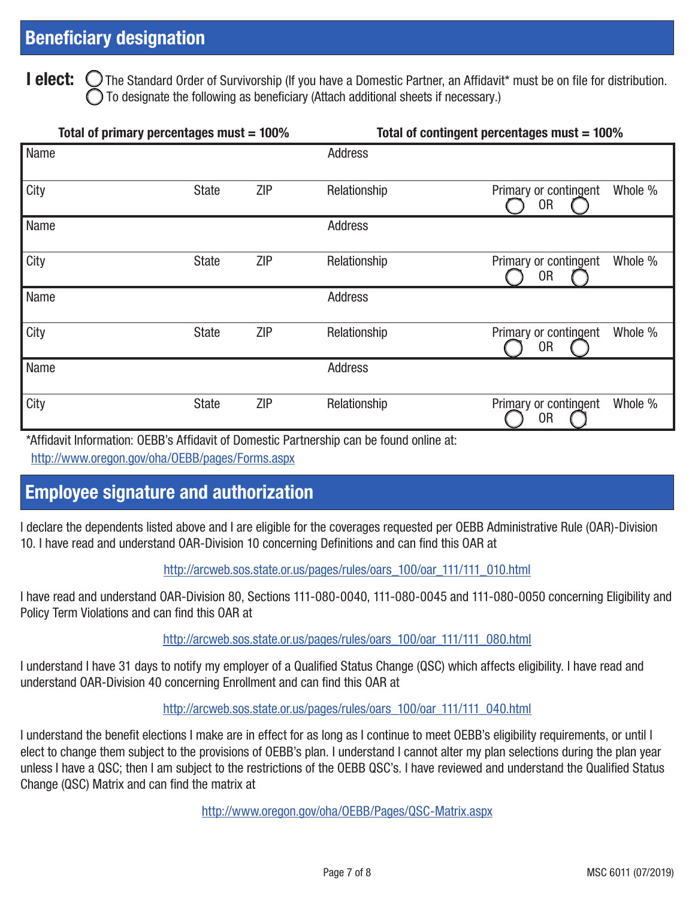## Beneficiary designation

**I elect:** ◯ The Standard Order of Survivorship (If you have a Domestic Partner, an Affidavit* must be on file for distribution.
◯ To designate the following as beneficiary (Attach additional sheets if necessary.)

**Total of primary percentages must = 100%** **Total of contingent percentages must = 100%**

| Name | | | Address | | |
|---|---|---|---|---|---|
| City | State | ZIP | Relationship | Primary or contingent ◯ OR ◯ | Whole % |
| Name | | | Address | | |
| City | State | ZIP | Relationship | Primary or contingent ◯ OR ◯ | Whole % |
| Name | | | Address | | |
| City | State | ZIP | Relationship | Primary or contingent ◯ OR ◯ | Whole % |
| Name | | | Address | | |
| City | State | ZIP | Relationship | Primary or contingent ◯ OR ◯ | Whole % |

*Affidavit Information: OEBB's Affidavit of Domestic Partnership can be found online at:
http://www.oregon.gov/oha/OEBB/pages/Forms.aspx

## Employee signature and authorization

I declare the dependents listed above and I are eligible for the coverages requested per OEBB Administrative Rule (OAR)-Division 10. I have read and understand OAR-Division 10 concerning Definitions and can find this OAR at

http://arcweb.sos.state.or.us/pages/rules/oars_100/oar_111/111_010.html

I have read and understand OAR-Division 80, Sections 111-080-0040, 111-080-0045 and 111-080-0050 concerning Eligibility and Policy Term Violations and can find this OAR at

http://arcweb.sos.state.or.us/pages/rules/oars_100/oar_111/111_080.html

I understand I have 31 days to notify my employer of a Qualified Status Change (QSC) which affects eligibility. I have read and understand OAR-Division 40 concerning Enrollment and can find this OAR at

http://arcweb.sos.state.or.us/pages/rules/oars_100/oar_111/111_040.html

I understand the benefit elections I make are in effect for as long as I continue to meet OEBB's eligibility requirements, or until I elect to change them subject to the provisions of OEBB's plan. I understand I cannot alter my plan selections during the plan year unless I have a QSC; then I am subject to the restrictions of the OEBB QSC's. I have reviewed and understand the Qualified Status Change (QSC) Matrix and can find the matrix at

http://www.oregon.gov/oha/OEBB/Pages/QSC-Matrix.aspx

MSC 6011 (07/2019)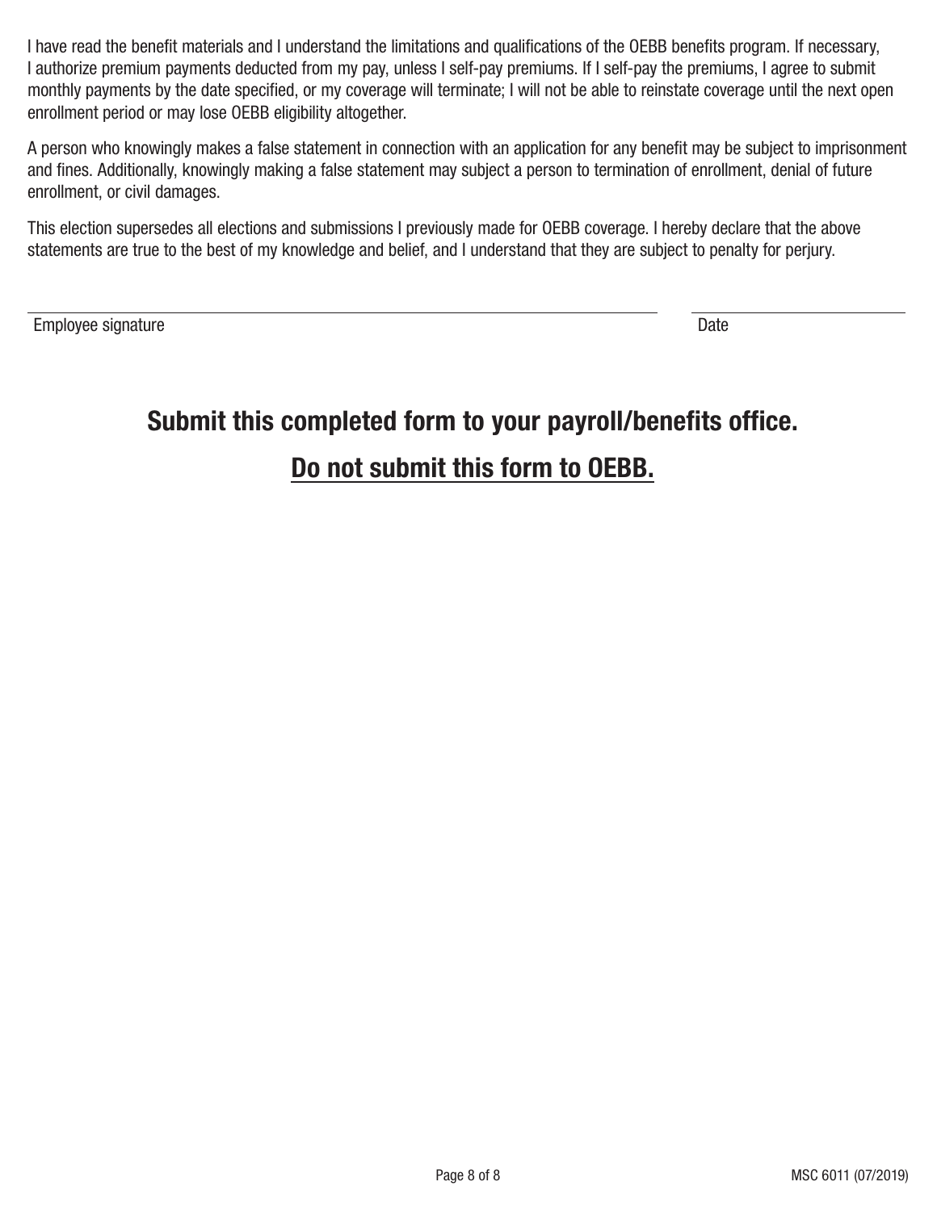I have read the benefit materials and I understand the limitations and qualifications of the OEBB benefits program. If necessary, I authorize premium payments deducted from my pay, unless I self-pay premiums. If I self-pay the premiums, I agree to submit monthly payments by the date specified, or my coverage will terminate; I will not be able to reinstate coverage until the next open enrollment period or may lose OEBB eligibility altogether.

A person who knowingly makes a false statement in connection with an application for any benefit may be subject to imprisonment and fines. Additionally, knowingly making a false statement may subject a person to termination of enrollment, denial of future enrollment, or civil damages.

This election supersedes all elections and submissions I previously made for OEBB coverage. I hereby declare that the above statements are true to the best of my knowledge and belief, and I understand that they are subject to penalty for perjury.

\_\_\_\_\_\_\_\_\_\_\_\_\_\_\_\_\_\_\_\_\_\_\_\_\_\_\_\_\_\_\_\_\_\_\_\_\_\_\_\_ \_\_\_\_\_\_\_\_\_\_\_\_\_\_\_\_\_\_\_\_
Employee signature Date

## Submit this completed form to your payroll/benefits office.

## <u>Do not submit this form to OEBB.</u>

MSC 6011 (07/2019)